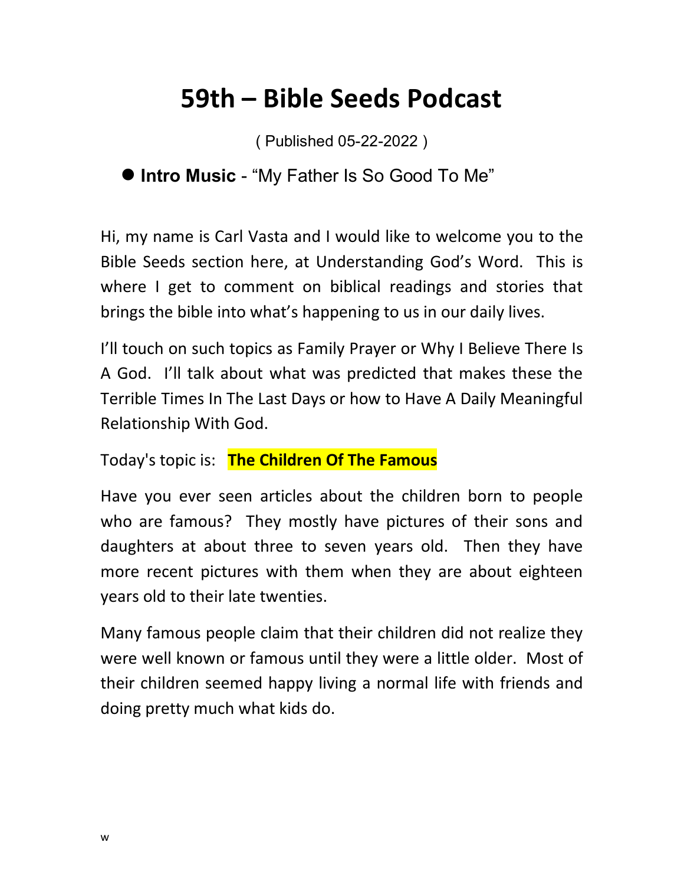# 59th – Bible Seeds Podcast

( Published 05-22-2022 )

- **Intro Music** - "My Father Is So Good To Me"

Hi, my name is Carl Vasta and I would like to welcome you to the Bible Seeds section here, at Understanding God's Word. This is where I get to comment on biblical readings and stories that brings the bible into what's happening to us in our daily lives.

I'll touch on such topics as Family Prayer or Why I Believe There Is A God. I'll talk about what was predicted that makes these the Terrible Times In The Last Days or how to Have A Daily Meaningful Relationship With God.

Today's topic is: **The Children Of The Famous**

Have you ever seen articles about the children born to people who are famous? They mostly have pictures of their sons and daughters at about three to seven years old. Then they have more recent pictures with them when they are about eighteen years old to their late twenties.

Many famous people claim that their children did not realize they were well known or famous until they were a little older. Most of their children seemed happy living a normal life with friends and doing pretty much what kids do.

w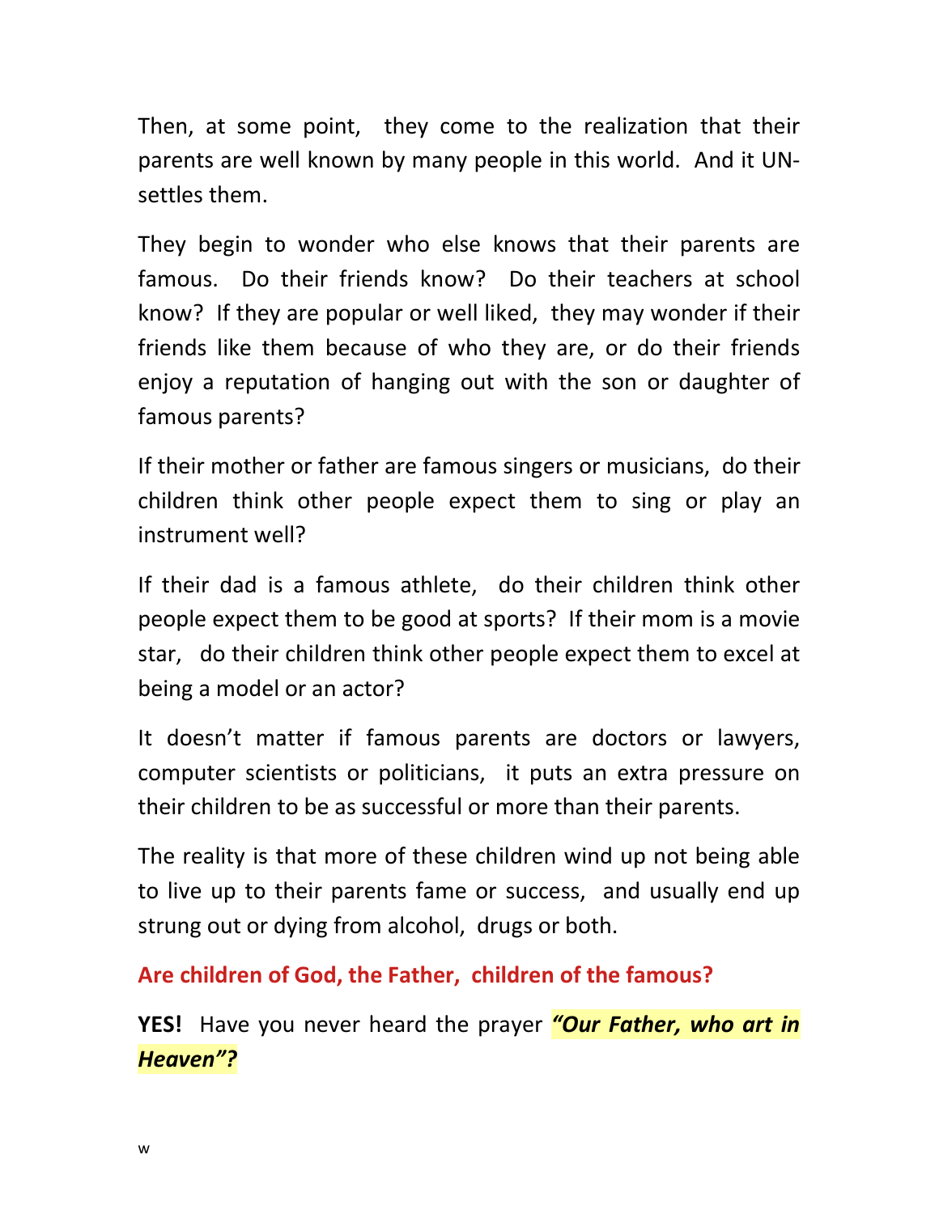Then, at some point, they come to the realization that their parents are well known by many people in this world. And it UN-settles them.

They begin to wonder who else knows that their parents are famous. Do their friends know? Do their teachers at school know? If they are popular or well liked, they may wonder if their friends like them because of who they are, or do their friends enjoy a reputation of hanging out with the son or daughter of famous parents?

If their mother or father are famous singers or musicians, do their children think other people expect them to sing or play an instrument well?

If their dad is a famous athlete, do their children think other people expect them to be good at sports? If their mom is a movie star, do their children think other people expect them to excel at being a model or an actor?

It doesn't matter if famous parents are doctors or lawyers, computer scientists or politicians, it puts an extra pressure on their children to be as successful or more than their parents.

The reality is that more of these children wind up not being able to live up to their parents fame or success, and usually end up strung out or dying from alcohol, drugs or both.

**Are children of God, the Father, children of the famous?**

**YES!** Have you never heard the prayer ***"Our Father, who art in Heaven"?***

w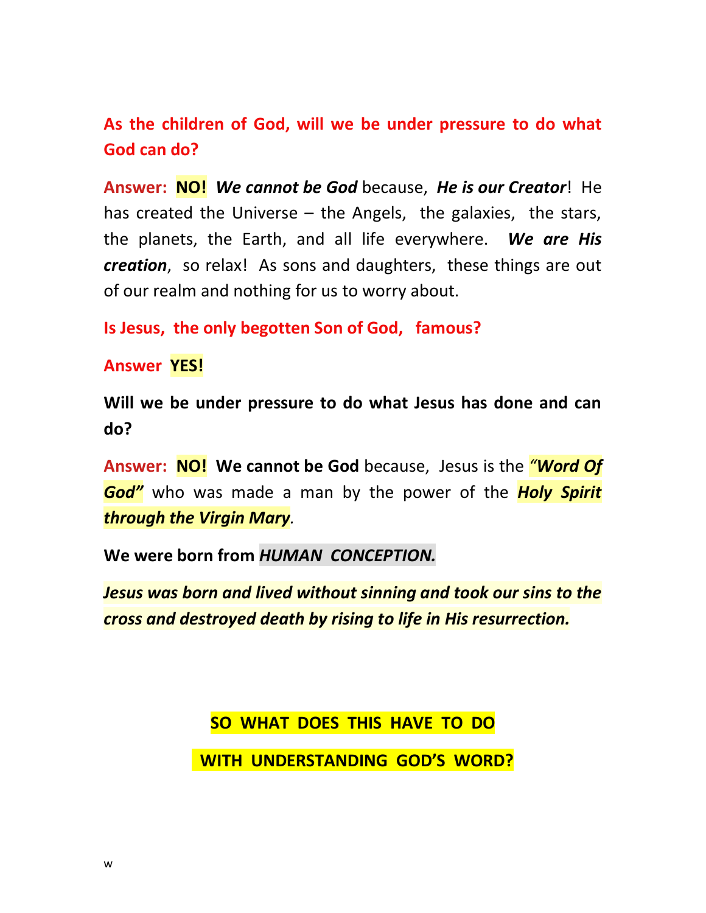**As the children of God, will we be under pressure to do what God can do?**

**Answer: NO!** ***We cannot be God*** because, ***He is our Creator***! He has created the Universe – the Angels, the galaxies, the stars, the planets, the Earth, and all life everywhere. ***We are His creation***, so relax! As sons and daughters, these things are out of our realm and nothing for us to worry about.

**Is Jesus, the only begotten Son of God, famous?**

**Answer YES!**

**Will we be under pressure to do what Jesus has done and can do?**

**Answer: NO! We cannot be God** because, Jesus is the ***"Word Of God"*** who was made a man by the power of the ***Holy Spirit through the Virgin Mary***.

**We were born from *HUMAN CONCEPTION.***

***Jesus was born and lived without sinning and took our sins to the cross and destroyed death by rising to life in His resurrection.***

**SO WHAT DOES THIS HAVE TO DO**

**WITH UNDERSTANDING GOD'S WORD?**

w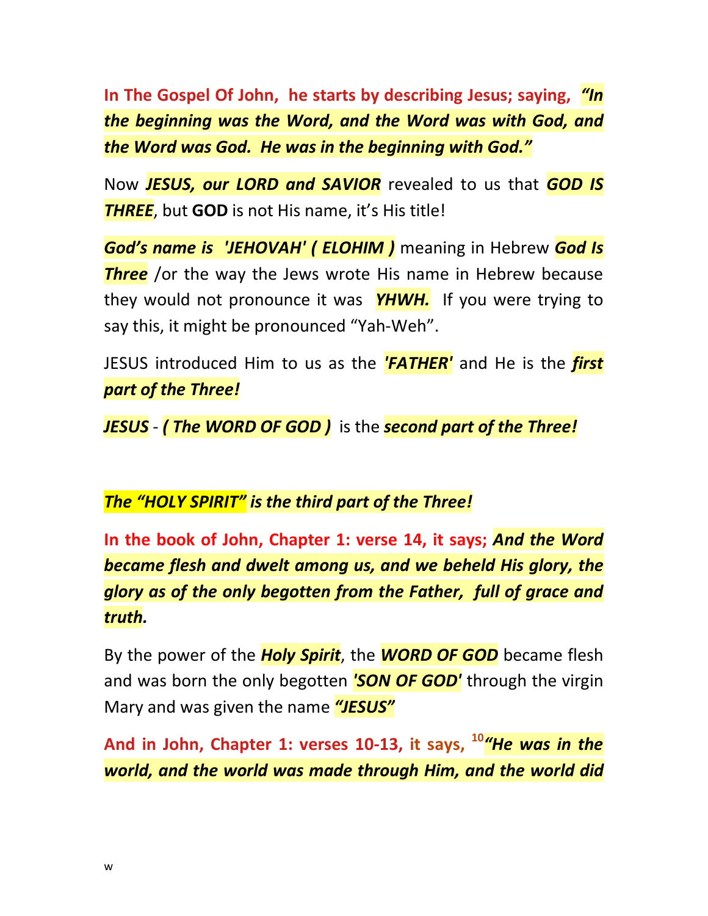**In The Gospel Of John, he starts by describing Jesus; saying,** ***"In the beginning was the Word, and the Word was with God, and the Word was God. He was in the beginning with God."***

Now ***JESUS, our LORD and SAVIOR*** revealed to us that ***GOD IS THREE***, but **GOD** is not His name, it's His title!

***God's name is 'JEHOVAH' ( ELOHIM )*** meaning in Hebrew ***God Is Three*** /or the way the Jews wrote His name in Hebrew because they would not pronounce it was ***YHWH.*** If you were trying to say this, it might be pronounced "Yah-Weh".

JESUS introduced Him to us as the ***'FATHER'*** and He is the ***first part of the Three!***

***JESUS*** - ***( The WORD OF GOD )*** is the ***second part of the Three!***

***The "HOLY SPIRIT" is the third part of the Three!***

**In the book of John, Chapter 1: verse 14, it says;** ***And the Word became flesh and dwelt among us, and we beheld His glory, the glory as of the only begotten from the Father, full of grace and truth.***

By the power of the ***Holy Spirit***, the ***WORD OF GOD*** became flesh and was born the only begotten ***'SON OF GOD'*** through the virgin Mary and was given the name ***"JESUS"***

**And in John, Chapter 1: verses 10-13, it says,** [10]***"He was in the world, and the world was made through Him, and the world did***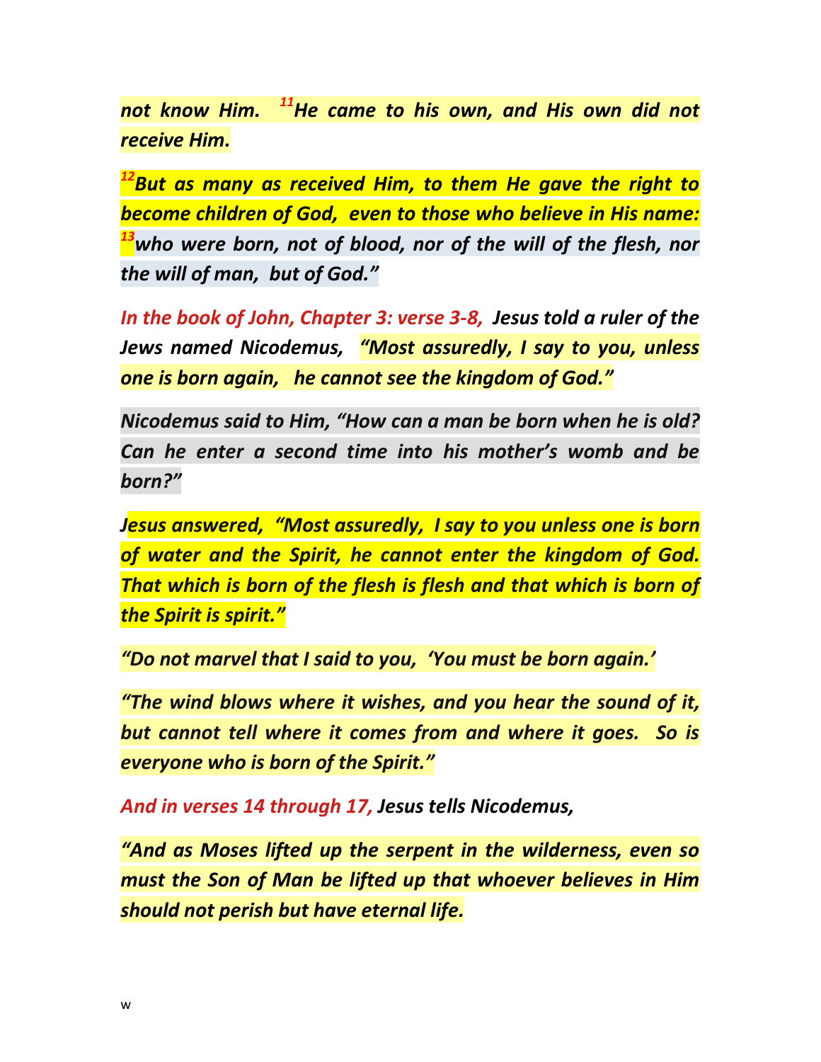*not know Him. [11]He came to his own, and His own did not receive Him.*

*[12]But as many as received Him, to them He gave the right to become children of God, even to those who believe in His name: [13]who were born, not of blood, nor of the will of the flesh, nor the will of man, but of God."*

*In the book of John, Chapter 3: verse 3-8, Jesus told a ruler of the Jews named Nicodemus, "Most assuredly, I say to you, unless one is born again, he cannot see the kingdom of God."*

*Nicodemus said to Him, "How can a man be born when he is old? Can he enter a second time into his mother's womb and be born?"*

*Jesus answered, "Most assuredly, I say to you unless one is born of water and the Spirit, he cannot enter the kingdom of God. That which is born of the flesh is flesh and that which is born of the Spirit is spirit."*

*"Do not marvel that I said to you, 'You must be born again.'*

*"The wind blows where it wishes, and you hear the sound of it, but cannot tell where it comes from and where it goes. So is everyone who is born of the Spirit."*

*And in verses 14 through 17, Jesus tells Nicodemus,*

*"And as Moses lifted up the serpent in the wilderness, even so must the Son of Man be lifted up that whoever believes in Him should not perish but have eternal life.*

w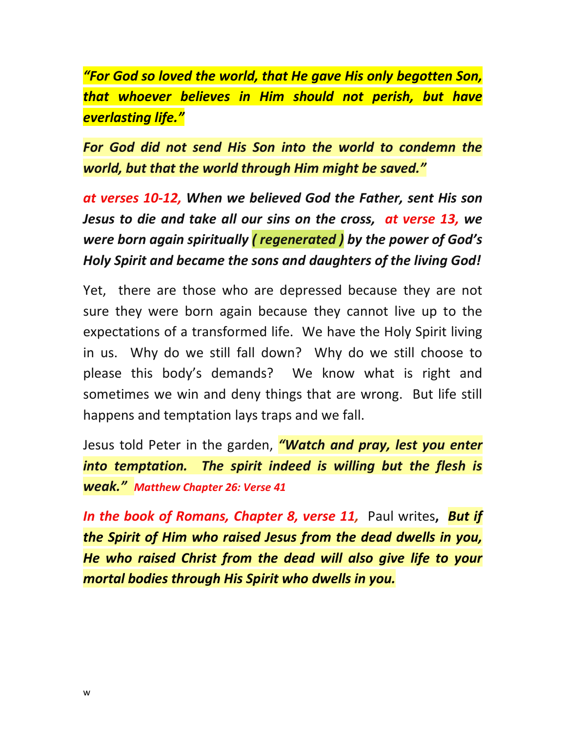***"For God so loved the world, that He gave His only begotten Son, that whoever believes in Him should not perish, but have everlasting life."***

***For God did not send His Son into the world to condemn the world, but that the world through Him might be saved."***

***at verses 10-12, When we believed God the Father, sent His son Jesus to die and take all our sins on the cross, at verse 13, we were born again spiritually ( regenerated ) by the power of God's Holy Spirit and became the sons and daughters of the living God!***

Yet, there are those who are depressed because they are not sure they were born again because they cannot live up to the expectations of a transformed life. We have the Holy Spirit living in us. Why do we still fall down? Why do we still choose to please this body's demands? We know what is right and sometimes we win and deny things that are wrong. But life still happens and temptation lays traps and we fall.

Jesus told Peter in the garden, ***"Watch and pray, lest you enter into temptation. The spirit indeed is willing but the flesh is weak."*** ***Matthew Chapter 26: Verse 41***

***In the book of Romans, Chapter 8, verse 11,*** Paul writes**,** ***But if the Spirit of Him who raised Jesus from the dead dwells in you, He who raised Christ from the dead will also give life to your mortal bodies through His Spirit who dwells in you.***

w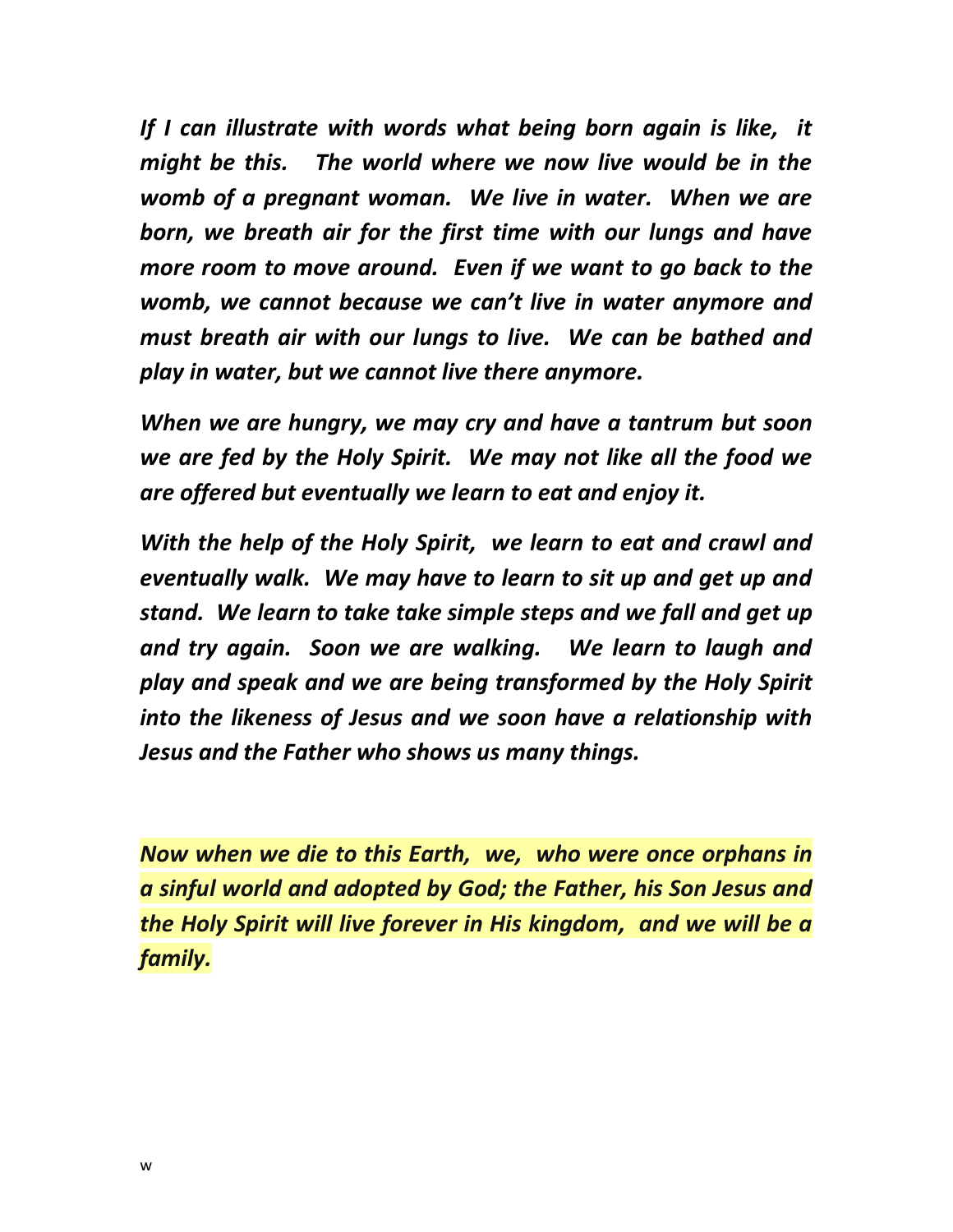*If I can illustrate with words what being born again is like, it might be this. The world where we now live would be in the womb of a pregnant woman. We live in water. When we are born, we breath air for the first time with our lungs and have more room to move around. Even if we want to go back to the womb, we cannot because we can't live in water anymore and must breath air with our lungs to live. We can be bathed and play in water, but we cannot live there anymore.*

*When we are hungry, we may cry and have a tantrum but soon we are fed by the Holy Spirit. We may not like all the food we are offered but eventually we learn to eat and enjoy it.*

*With the help of the Holy Spirit, we learn to eat and crawl and eventually walk. We may have to learn to sit up and get up and stand. We learn to take take simple steps and we fall and get up and try again. Soon we are walking. We learn to laugh and play and speak and we are being transformed by the Holy Spirit into the likeness of Jesus and we soon have a relationship with Jesus and the Father who shows us many things.*

*Now when we die to this Earth, we, who were once orphans in a sinful world and adopted by God; the Father, his Son Jesus and the Holy Spirit will live forever in His kingdom, and we will be a family.*

w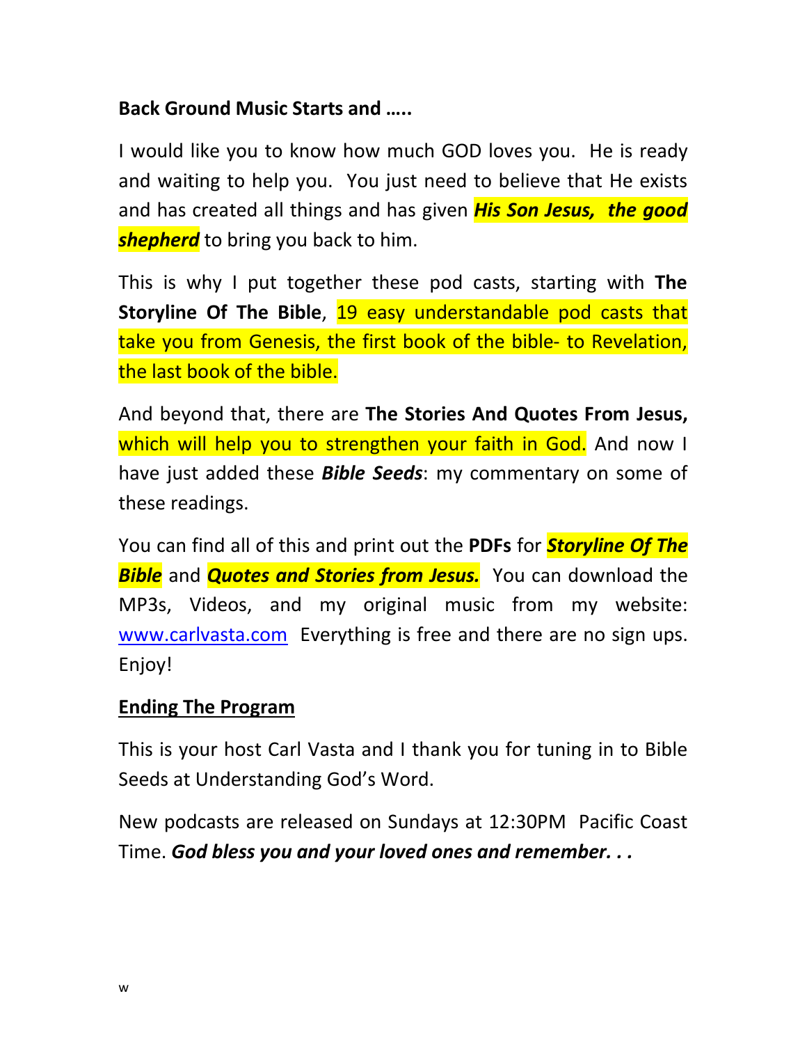**Back Ground Music Starts and …..**

I would like you to know how much GOD loves you. He is ready and waiting to help you. You just need to believe that He exists and has created all things and has given ***His Son Jesus, the good shepherd*** to bring you back to him.

This is why I put together these pod casts, starting with **The Storyline Of The Bible**, 19 easy understandable pod casts that take you from Genesis, the first book of the bible- to Revelation, the last book of the bible.

And beyond that, there are **The Stories And Quotes From Jesus,** which will help you to strengthen your faith in God. And now I have just added these ***Bible Seeds***: my commentary on some of these readings.

You can find all of this and print out the **PDFs** for ***Storyline Of The Bible*** and ***Quotes and Stories from Jesus.*** You can download the MP3s, Videos, and my original music from my website: [www.carlvasta.com](http://www.carlvasta.com) Everything is free and there are no sign ups. Enjoy!

**Ending The Program**

This is your host Carl Vasta and I thank you for tuning in to Bible Seeds at Understanding God's Word.

New podcasts are released on Sundays at 12:30PM Pacific Coast Time. ***God bless you and your loved ones and remember. . .***

w